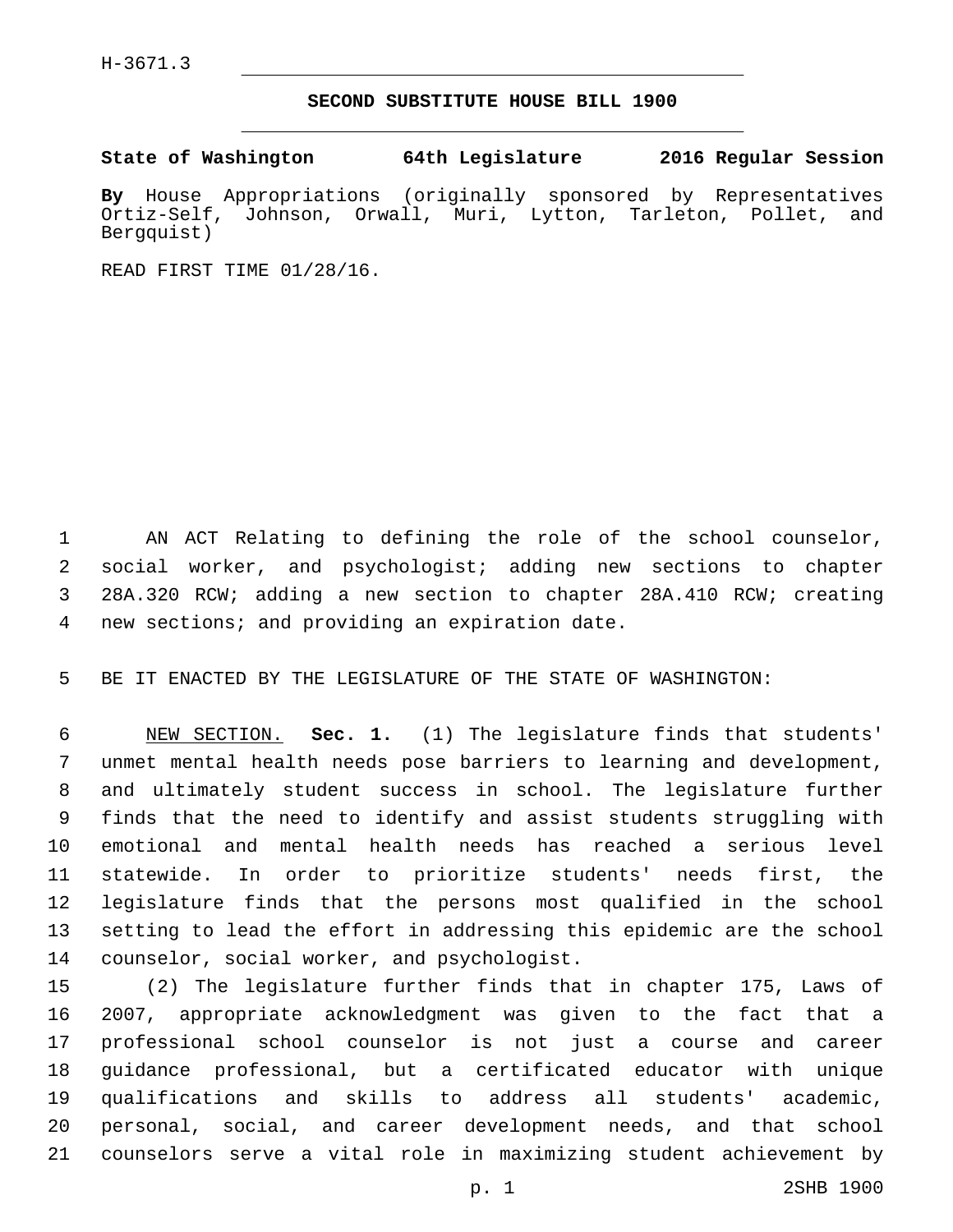H-3671.3

**SECOND SUBSTITUTE HOUSE BILL 1900**

**State of Washington 64th Legislature 2016 Regular Session**

**By** House Appropriations (originally sponsored by Representatives Ortiz-Self, Johnson, Orwall, Muri, Lytton, Tarleton, Pollet, and Bergquist)

READ FIRST TIME 01/28/16.

AN ACT Relating to defining the role of the school counselor, social worker, and psychologist; adding new sections to chapter 28A.320 RCW; adding a new section to chapter 28A.410 RCW; creating new sections; and providing an expiration date.

BE IT ENACTED BY THE LEGISLATURE OF THE STATE OF WASHINGTON:

NEW SECTION. **Sec. 1.** (1) The legislature finds that students' unmet mental health needs pose barriers to learning and development, and ultimately student success in school. The legislature further finds that the need to identify and assist students struggling with emotional and mental health needs has reached a serious level statewide. In order to prioritize students' needs first, the legislature finds that the persons most qualified in the school setting to lead the effort in addressing this epidemic are the school counselor, social worker, and psychologist.

(2) The legislature further finds that in chapter 175, Laws of 2007, appropriate acknowledgment was given to the fact that a professional school counselor is not just a course and career guidance professional, but a certificated educator with unique qualifications and skills to address all students' academic, personal, social, and career development needs, and that school counselors serve a vital role in maximizing student achievement by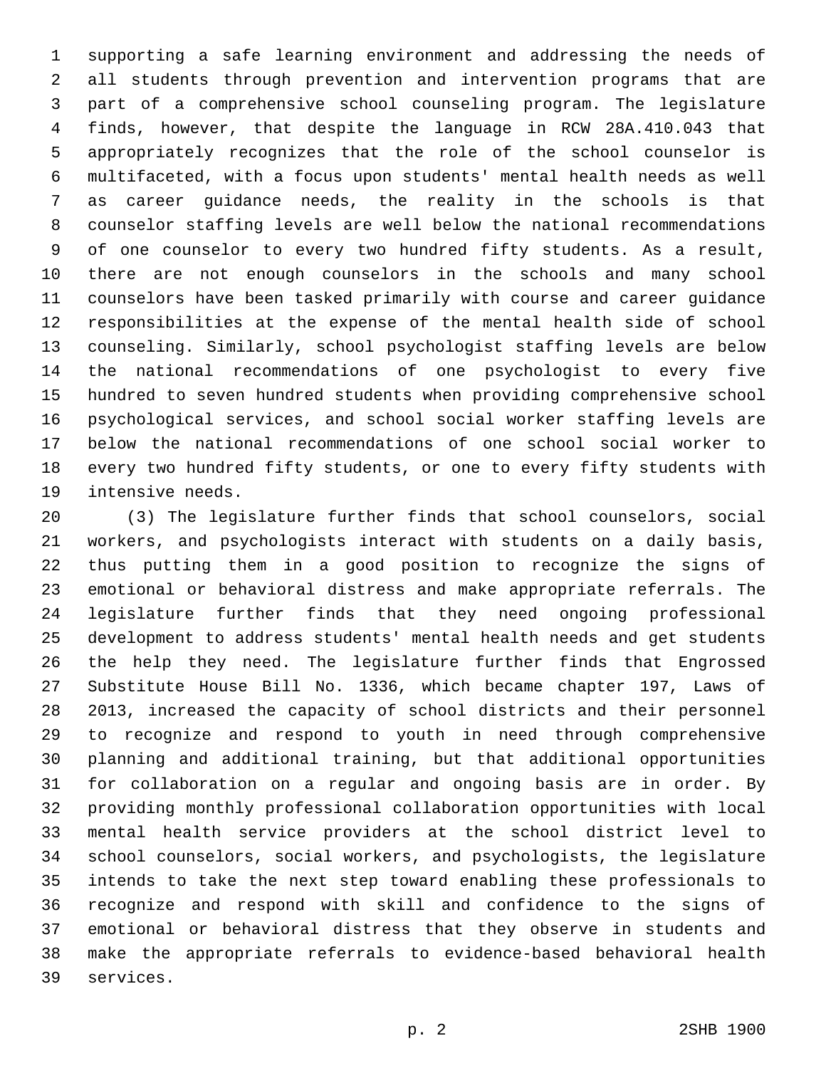supporting a safe learning environment and addressing the needs of all students through prevention and intervention programs that are part of a comprehensive school counseling program. The legislature finds, however, that despite the language in RCW 28A.410.043 that appropriately recognizes that the role of the school counselor is multifaceted, with a focus upon students' mental health needs as well as career guidance needs, the reality in the schools is that counselor staffing levels are well below the national recommendations of one counselor to every two hundred fifty students. As a result, there are not enough counselors in the schools and many school counselors have been tasked primarily with course and career guidance responsibilities at the expense of the mental health side of school counseling. Similarly, school psychologist staffing levels are below the national recommendations of one psychologist to every five hundred to seven hundred students when providing comprehensive school psychological services, and school social worker staffing levels are below the national recommendations of one school social worker to every two hundred fifty students, or one to every fifty students with intensive needs.

(3) The legislature further finds that school counselors, social workers, and psychologists interact with students on a daily basis, thus putting them in a good position to recognize the signs of emotional or behavioral distress and make appropriate referrals. The legislature further finds that they need ongoing professional development to address students' mental health needs and get students the help they need. The legislature further finds that Engrossed Substitute House Bill No. 1336, which became chapter 197, Laws of 2013, increased the capacity of school districts and their personnel to recognize and respond to youth in need through comprehensive planning and additional training, but that additional opportunities for collaboration on a regular and ongoing basis are in order. By providing monthly professional collaboration opportunities with local mental health service providers at the school district level to school counselors, social workers, and psychologists, the legislature intends to take the next step toward enabling these professionals to recognize and respond with skill and confidence to the signs of emotional or behavioral distress that they observe in students and make the appropriate referrals to evidence-based behavioral health services.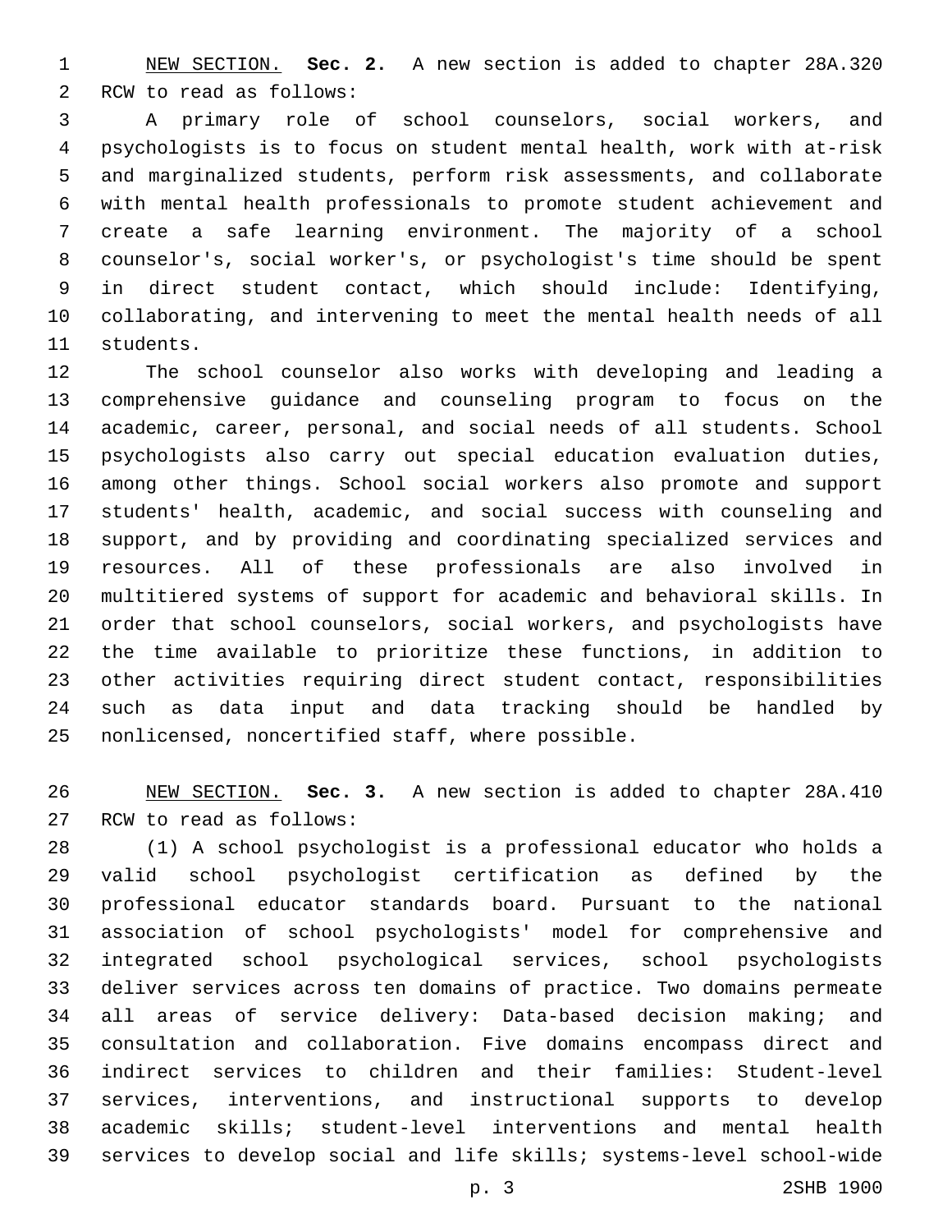NEW SECTION. **Sec. 2.** A new section is added to chapter 28A.320 RCW to read as follows:

A primary role of school counselors, social workers, and psychologists is to focus on student mental health, work with at-risk and marginalized students, perform risk assessments, and collaborate with mental health professionals to promote student achievement and create a safe learning environment. The majority of a school counselor's, social worker's, or psychologist's time should be spent in direct student contact, which should include: Identifying, collaborating, and intervening to meet the mental health needs of all students.

The school counselor also works with developing and leading a comprehensive guidance and counseling program to focus on the academic, career, personal, and social needs of all students. School psychologists also carry out special education evaluation duties, among other things. School social workers also promote and support students' health, academic, and social success with counseling and support, and by providing and coordinating specialized services and resources. All of these professionals are also involved in multitiered systems of support for academic and behavioral skills. In order that school counselors, social workers, and psychologists have the time available to prioritize these functions, in addition to other activities requiring direct student contact, responsibilities such as data input and data tracking should be handled by nonlicensed, noncertified staff, where possible.

NEW SECTION. **Sec. 3.** A new section is added to chapter 28A.410 RCW to read as follows:

(1) A school psychologist is a professional educator who holds a valid school psychologist certification as defined by the professional educator standards board. Pursuant to the national association of school psychologists' model for comprehensive and integrated school psychological services, school psychologists deliver services across ten domains of practice. Two domains permeate all areas of service delivery: Data-based decision making; and consultation and collaboration. Five domains encompass direct and indirect services to children and their families: Student-level services, interventions, and instructional supports to develop academic skills; student-level interventions and mental health services to develop social and life skills; systems-level school-wide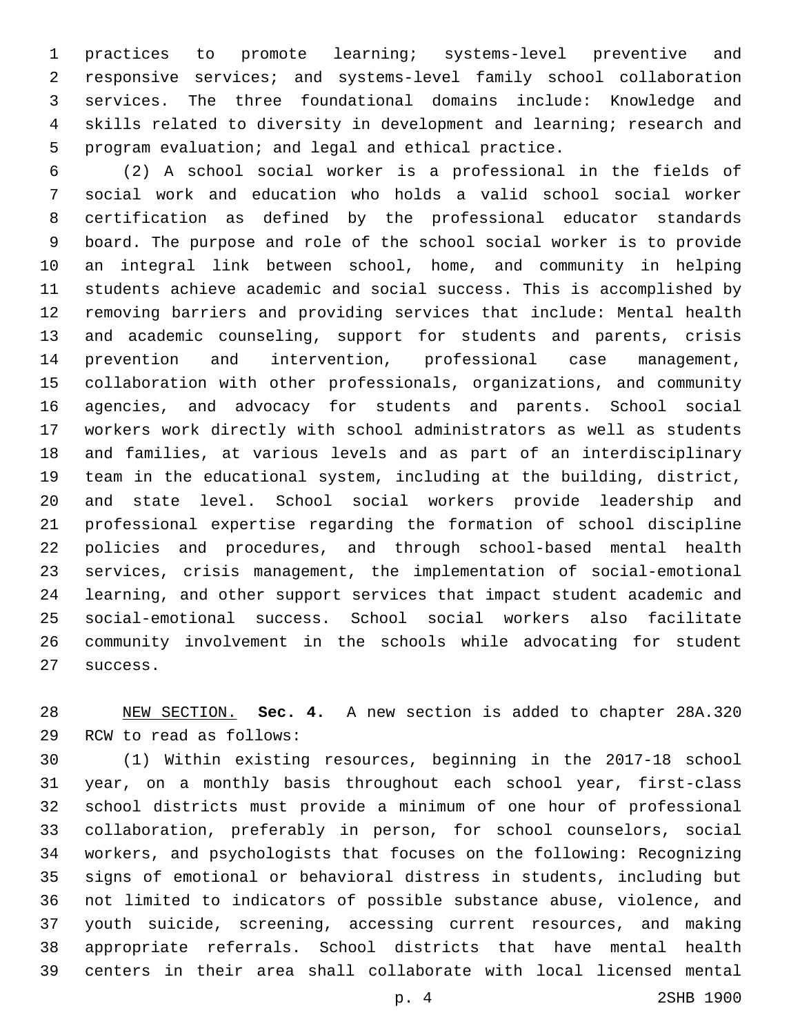practices to promote learning; systems-level preventive and responsive services; and systems-level family school collaboration services. The three foundational domains include: Knowledge and skills related to diversity in development and learning; research and program evaluation; and legal and ethical practice.

(2) A school social worker is a professional in the fields of social work and education who holds a valid school social worker certification as defined by the professional educator standards board. The purpose and role of the school social worker is to provide an integral link between school, home, and community in helping students achieve academic and social success. This is accomplished by removing barriers and providing services that include: Mental health and academic counseling, support for students and parents, crisis prevention and intervention, professional case management, collaboration with other professionals, organizations, and community agencies, and advocacy for students and parents. School social workers work directly with school administrators as well as students and families, at various levels and as part of an interdisciplinary team in the educational system, including at the building, district, and state level. School social workers provide leadership and professional expertise regarding the formation of school discipline policies and procedures, and through school-based mental health services, crisis management, the implementation of social-emotional learning, and other support services that impact student academic and social-emotional success. School social workers also facilitate community involvement in the schools while advocating for student success.

NEW SECTION. **Sec. 4.** A new section is added to chapter 28A.320 RCW to read as follows:

(1) Within existing resources, beginning in the 2017-18 school year, on a monthly basis throughout each school year, first-class school districts must provide a minimum of one hour of professional collaboration, preferably in person, for school counselors, social workers, and psychologists that focuses on the following: Recognizing signs of emotional or behavioral distress in students, including but not limited to indicators of possible substance abuse, violence, and youth suicide, screening, accessing current resources, and making appropriate referrals. School districts that have mental health centers in their area shall collaborate with local licensed mental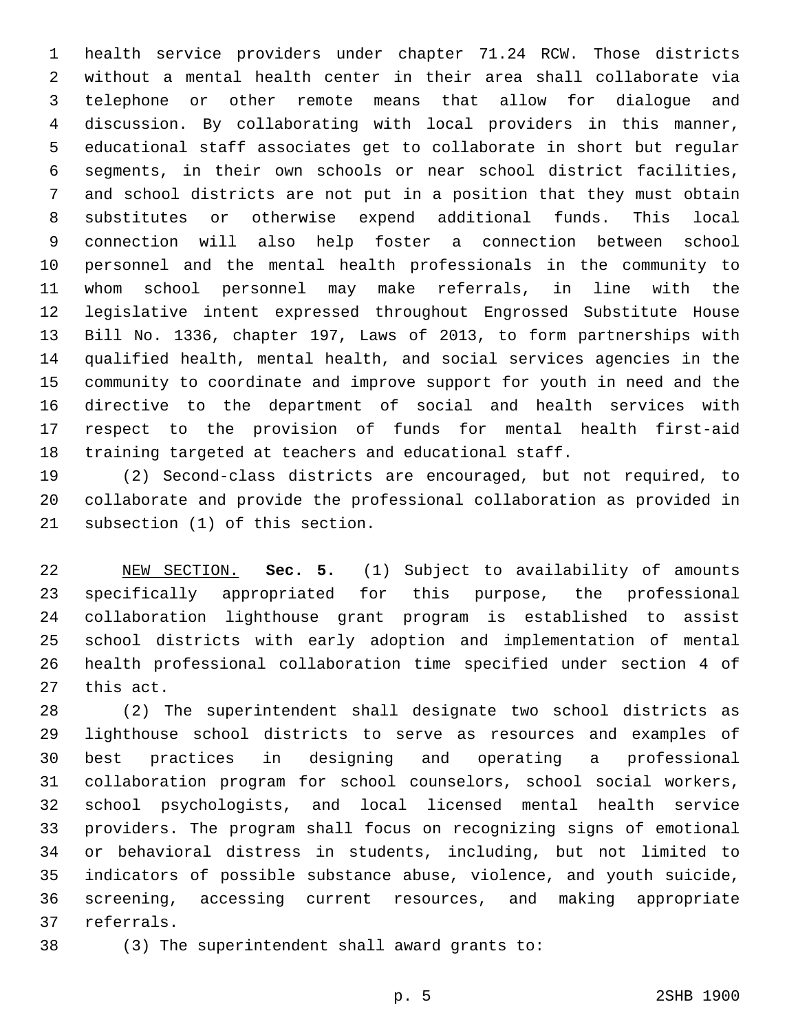health service providers under chapter 71.24 RCW. Those districts without a mental health center in their area shall collaborate via telephone or other remote means that allow for dialogue and discussion. By collaborating with local providers in this manner, educational staff associates get to collaborate in short but regular segments, in their own schools or near school district facilities, and school districts are not put in a position that they must obtain substitutes or otherwise expend additional funds. This local connection will also help foster a connection between school personnel and the mental health professionals in the community to whom school personnel may make referrals, in line with the legislative intent expressed throughout Engrossed Substitute House Bill No. 1336, chapter 197, Laws of 2013, to form partnerships with qualified health, mental health, and social services agencies in the community to coordinate and improve support for youth in need and the directive to the department of social and health services with respect to the provision of funds for mental health first-aid training targeted at teachers and educational staff.

(2) Second-class districts are encouraged, but not required, to collaborate and provide the professional collaboration as provided in subsection (1) of this section.

NEW SECTION. **Sec. 5.** (1) Subject to availability of amounts specifically appropriated for this purpose, the professional collaboration lighthouse grant program is established to assist school districts with early adoption and implementation of mental health professional collaboration time specified under section 4 of this act.

(2) The superintendent shall designate two school districts as lighthouse school districts to serve as resources and examples of best practices in designing and operating a professional collaboration program for school counselors, school social workers, school psychologists, and local licensed mental health service providers. The program shall focus on recognizing signs of emotional or behavioral distress in students, including, but not limited to indicators of possible substance abuse, violence, and youth suicide, screening, accessing current resources, and making appropriate referrals.

(3) The superintendent shall award grants to: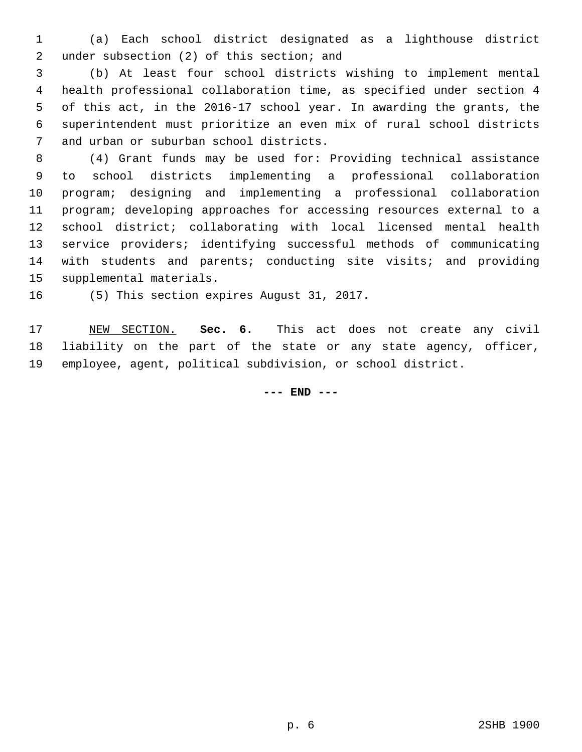(a) Each school district designated as a lighthouse district under subsection (2) of this section; and

(b) At least four school districts wishing to implement mental health professional collaboration time, as specified under section 4 of this act, in the 2016-17 school year. In awarding the grants, the superintendent must prioritize an even mix of rural school districts and urban or suburban school districts.

(4) Grant funds may be used for: Providing technical assistance to school districts implementing a professional collaboration program; designing and implementing a professional collaboration program; developing approaches for accessing resources external to a school district; collaborating with local licensed mental health service providers; identifying successful methods of communicating with students and parents; conducting site visits; and providing supplemental materials.

(5) This section expires August 31, 2017.

NEW SECTION. **Sec. 6.** This act does not create any civil liability on the part of the state or any state agency, officer, employee, agent, political subdivision, or school district.

**--- END ---**